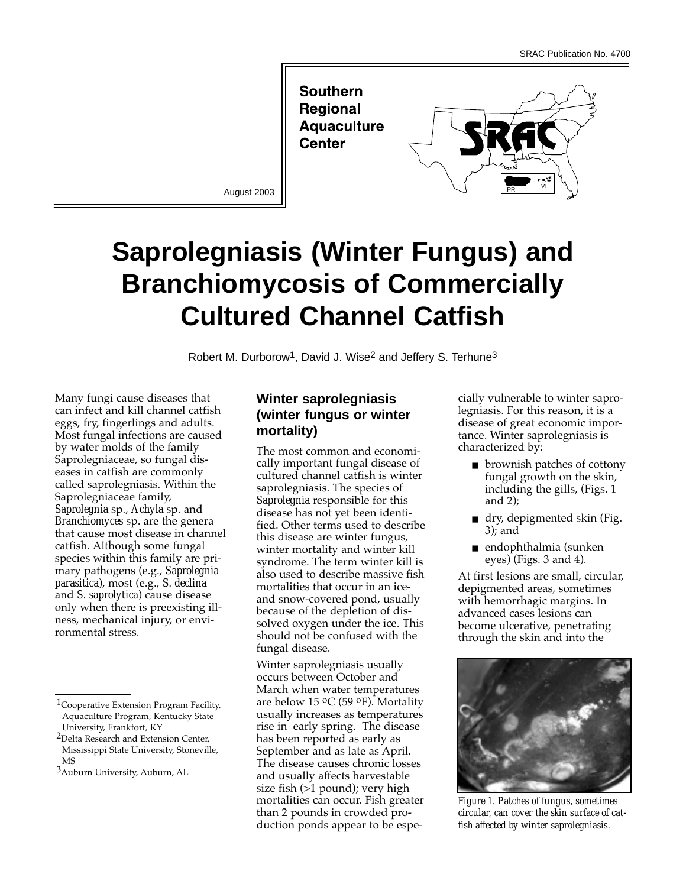SRAC Publication No. 4700

Southern Regional Aquaculture Center

August 2003

# Saprolegniasis (Winter Fungus) and Branchiomycosis of Commercially Cultured Channel Catfish

Robert M. Durborow[1], David J. Wise[2] and Jeffery S. Terhune[3]

Many fungi cause diseases that can infect and kill channel catfish eggs, fry, fingerlings and adults. Most fungal infections are caused by water molds of the family Saprolegniaceae, so fungal diseases in catfish are commonly called saprolegniasis. Within the Saprolegniaceae family, *Saprolegnia* sp., *Achyla* sp. and *Branchiomyces* sp. are the genera that cause most disease in channel catfish. Although some fungal species within this family are primary pathogens (e.g., *Saprolegnia parasitica*), most (e.g., *S. declina* and *S. saprolytica*) cause disease only when there is preexisting illness, mechanical injury, or environmental stress.

[1]Cooperative Extension Program Facility, Aquaculture Program, Kentucky State University, Frankfort, KY

[2]Delta Research and Extension Center, Mississippi State University, Stoneville, MS

[3]Auburn University, Auburn, AL

## Winter saprolegniasis (winter fungus or winter mortality)

The most common and economically important fungal disease of cultured channel catfish is winter saprolegniasis. The species of *Saprolegnia* responsible for this disease has not yet been identified. Other terms used to describe this disease are winter fungus, winter mortality and winter kill syndrome. The term winter kill is also used to describe massive fish mortalities that occur in an ice- and snow-covered pond, usually because of the depletion of dissolved oxygen under the ice. This should not be confused with the fungal disease.

Winter saprolegniasis usually occurs between October and March when water temperatures are below 15 °C (59 °F). Mortality usually increases as temperatures rise in early spring. The disease has been reported as early as September and as late as April. The disease causes chronic losses and usually affects harvestable size fish (>1 pound); very high mortalities can occur. Fish greater than 2 pounds in crowded production ponds appear to be especially vulnerable to winter saprolegniasis. For this reason, it is a disease of great economic importance. Winter saprolegniasis is characterized by:

- brownish patches of cottony fungal growth on the skin, including the gills, (Figs. 1 and 2);
- dry, depigmented skin (Fig. 3); and
- endophthalmia (sunken eyes) (Figs. 3 and 4).

At first lesions are small, circular, depigmented areas, sometimes with hemorrhagic margins. In advanced cases lesions can become ulcerative, penetrating through the skin and into the

*Figure 1. Patches of fungus, sometimes circular, can cover the skin surface of catfish affected by winter saprolegniasis.*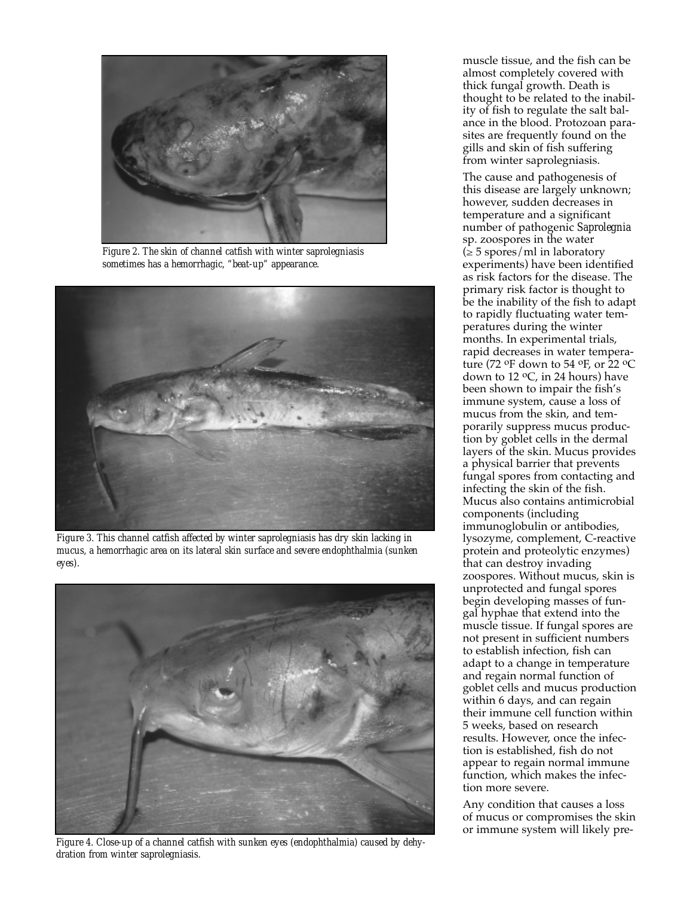Figure 2. The skin of channel catfish with winter saprolegniasis sometimes has a hemorrhagic, "beat-up" appearance.

Figure 3. This channel catfish affected by winter saprolegniasis has dry skin lacking in mucus, a hemorrhagic area on its lateral skin surface and severe endophthalmia (sunken eyes).

Figure 4. Close-up of a channel catfish with sunken eyes (endophthalmia) caused by dehydration from winter saprolegniasis.

muscle tissue, and the fish can be almost completely covered with thick fungal growth. Death is thought to be related to the inability of fish to regulate the salt balance in the blood. Protozoan parasites are frequently found on the gills and skin of fish suffering from winter saprolegniasis.

The cause and pathogenesis of this disease are largely unknown; however, sudden decreases in temperature and a significant number of pathogenic *Saprolegnia* sp. zoospores in the water ($\geq$ 5 spores/ml in laboratory experiments) have been identified as risk factors for the disease. The primary risk factor is thought to be the inability of the fish to adapt to rapidly fluctuating water temperatures during the winter months. In experimental trials, rapid decreases in water temperature (72 °F down to 54 °F, or 22 °C down to 12 °C, in 24 hours) have been shown to impair the fish's immune system, cause a loss of mucus from the skin, and temporarily suppress mucus production by goblet cells in the dermal layers of the skin. Mucus provides a physical barrier that prevents fungal spores from contacting and infecting the skin of the fish. Mucus also contains antimicrobial components (including immunoglobulin or antibodies, lysozyme, complement, C-reactive protein and proteolytic enzymes) that can destroy invading zoospores. Without mucus, skin is unprotected and fungal spores begin developing masses of fungal hyphae that extend into the muscle tissue. If fungal spores are not present in sufficient numbers to establish infection, fish can adapt to a change in temperature and regain normal function of goblet cells and mucus production within 6 days, and can regain their immune cell function within 5 weeks, based on research results. However, once the infection is established, fish do not appear to regain normal immune function, which makes the infection more severe.

Any condition that causes a loss of mucus or compromises the skin or immune system will likely pre-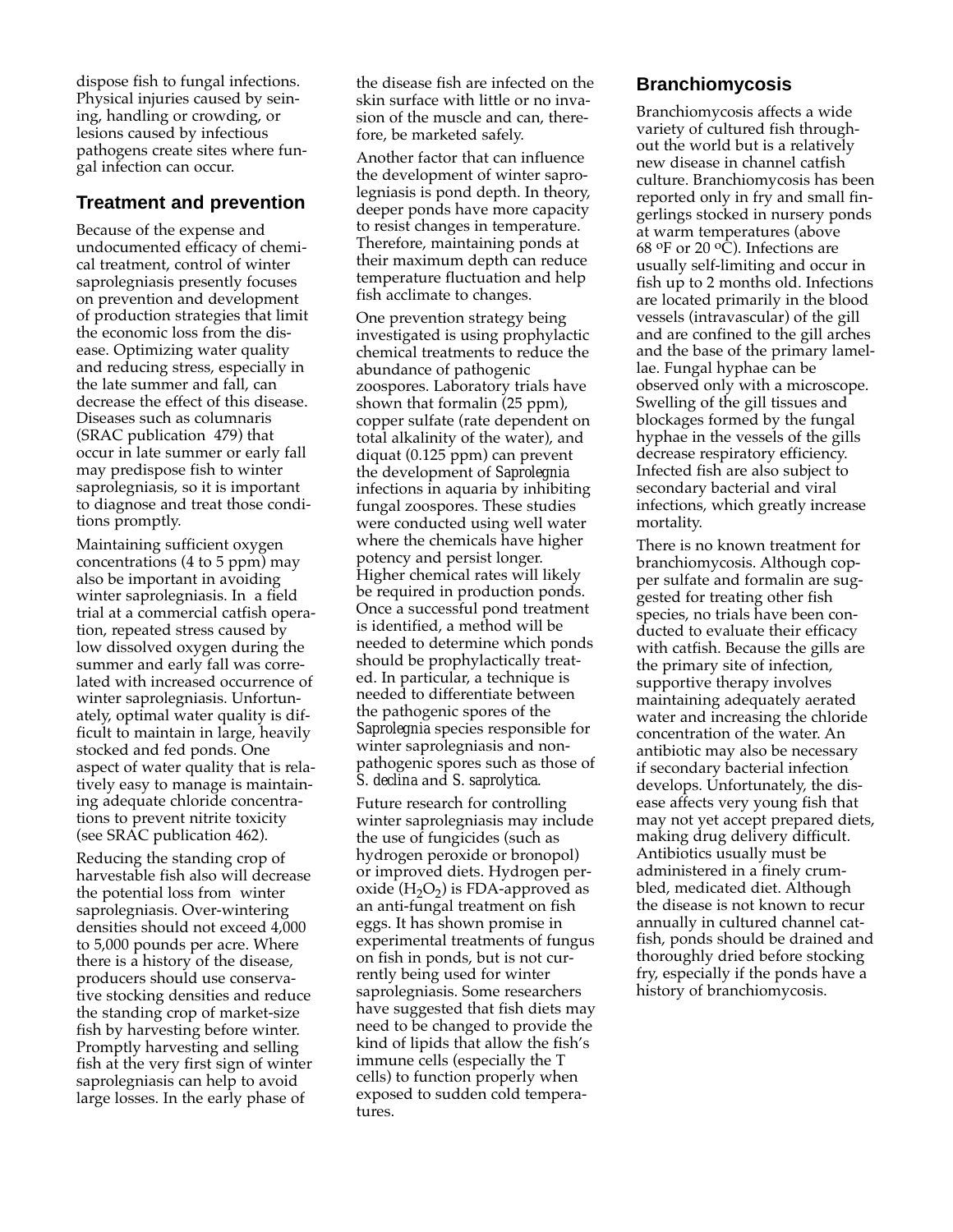dispose fish to fungal infections. Physical injuries caused by seining, handling or crowding, or lesions caused by infectious pathogens create sites where fungal infection can occur.

## Treatment and prevention

Because of the expense and undocumented efficacy of chemical treatment, control of winter saprolegniasis presently focuses on prevention and development of production strategies that limit the economic loss from the disease. Optimizing water quality and reducing stress, especially in the late summer and fall, can decrease the effect of this disease. Diseases such as columnaris (SRAC publication 479) that occur in late summer or early fall may predispose fish to winter saprolegniasis, so it is important to diagnose and treat those conditions promptly.

Maintaining sufficient oxygen concentrations (4 to 5 ppm) may also be important in avoiding winter saprolegniasis. In a field trial at a commercial catfish operation, repeated stress caused by low dissolved oxygen during the summer and early fall was correlated with increased occurrence of winter saprolegniasis. Unfortunately, optimal water quality is difficult to maintain in large, heavily stocked and fed ponds. One aspect of water quality that is relatively easy to manage is maintaining adequate chloride concentrations to prevent nitrite toxicity (see SRAC publication 462).

Reducing the standing crop of harvestable fish also will decrease the potential loss from winter saprolegniasis. Over-wintering densities should not exceed 4,000 to 5,000 pounds per acre. Where there is a history of the disease, producers should use conservative stocking densities and reduce the standing crop of market-size fish by harvesting before winter. Promptly harvesting and selling fish at the very first sign of winter saprolegniasis can help to avoid large losses. In the early phase of the disease fish are infected on the skin surface with little or no invasion of the muscle and can, therefore, be marketed safely.

Another factor that can influence the development of winter saprolegniasis is pond depth. In theory, deeper ponds have more capacity to resist changes in temperature. Therefore, maintaining ponds at their maximum depth can reduce temperature fluctuation and help fish acclimate to changes.

One prevention strategy being investigated is using prophylactic chemical treatments to reduce the abundance of pathogenic zoospores. Laboratory trials have shown that formalin (25 ppm), copper sulfate (rate dependent on total alkalinity of the water), and diquat (0.125 ppm) can prevent the development of *Saprolegnia* infections in aquaria by inhibiting fungal zoospores. These studies were conducted using well water where the chemicals have higher potency and persist longer. Higher chemical rates will likely be required in production ponds. Once a successful pond treatment is identified, a method will be needed to determine which ponds should be prophylactically treated. In particular, a technique is needed to differentiate between the pathogenic spores of the *Saprolegnia* species responsible for winter saprolegniasis and nonpathogenic spores such as those of *S. declina* and *S. saprolytica*.

Future research for controlling winter saprolegniasis may include the use of fungicides (such as hydrogen peroxide or bronopol) or improved diets. Hydrogen peroxide ($H_2O_2$) is FDA-approved as an anti-fungal treatment on fish eggs. It has shown promise in experimental treatments of fungus on fish in ponds, but is not currently being used for winter saprolegniasis. Some researchers have suggested that fish diets may need to be changed to provide the kind of lipids that allow the fish's immune cells (especially the T cells) to function properly when exposed to sudden cold temperatures.

## Branchiomycosis

Branchiomycosis affects a wide variety of cultured fish throughout the world but is a relatively new disease in channel catfish culture. Branchiomycosis has been reported only in fry and small fingerlings stocked in nursery ponds at warm temperatures (above 68 ºF or 20 ºC). Infections are usually self-limiting and occur in fish up to 2 months old. Infections are located primarily in the blood vessels (intravascular) of the gill and are confined to the gill arches and the base of the primary lamellae. Fungal hyphae can be observed only with a microscope. Swelling of the gill tissues and blockages formed by the fungal hyphae in the vessels of the gills decrease respiratory efficiency. Infected fish are also subject to secondary bacterial and viral infections, which greatly increase mortality.

There is no known treatment for branchiomycosis. Although copper sulfate and formalin are suggested for treating other fish species, no trials have been conducted to evaluate their efficacy with catfish. Because the gills are the primary site of infection, supportive therapy involves maintaining adequately aerated water and increasing the chloride concentration of the water. An antibiotic may also be necessary if secondary bacterial infection develops. Unfortunately, the disease affects very young fish that may not yet accept prepared diets, making drug delivery difficult. Antibiotics usually must be administered in a finely crumbled, medicated diet. Although the disease is not known to recur annually in cultured channel catfish, ponds should be drained and thoroughly dried before stocking fry, especially if the ponds have a history of branchiomycosis.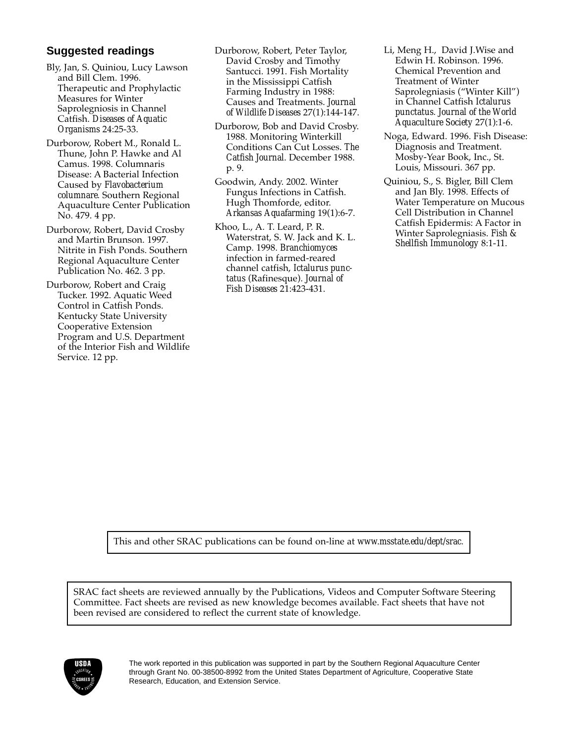## Suggested readings

Bly, Jan, S. Quiniou, Lucy Lawson and Bill Clem. 1996. Therapeutic and Prophylactic Measures for Winter Saprolegniosis in Channel Catfish. *Diseases of Aquatic Organisms* 24:25-33.

Durborow, Robert M., Ronald L. Thune, John P. Hawke and Al Camus. 1998. Columnaris Disease: A Bacterial Infection Caused by *Flavobacterium columnare*. Southern Regional Aquaculture Center Publication No. 479. 4 pp.

Durborow, Robert, David Crosby and Martin Brunson. 1997. Nitrite in Fish Ponds. Southern Regional Aquaculture Center Publication No. 462. 3 pp.

Durborow, Robert and Craig Tucker. 1992. Aquatic Weed Control in Catfish Ponds. Kentucky State University Cooperative Extension Program and U.S. Department of the Interior Fish and Wildlife Service. 12 pp.

Durborow, Robert, Peter Taylor, David Crosby and Timothy Santucci. 1991. Fish Mortality in the Mississippi Catfish Farming Industry in 1988: Causes and Treatments. *Journal of Wildlife Diseases* 27(1):144-147.

Durborow, Bob and David Crosby. 1988. Monitoring Winterkill Conditions Can Cut Losses. *The Catfish Journal*. December 1988. p. 9.

Goodwin, Andy. 2002. Winter Fungus Infections in Catfish. Hugh Thomforde, editor. *Arkansas Aquafarming* 19(1):6-7.

Khoo, L., A. T. Leard, P. R. Waterstrat, S. W. Jack and K. L. Camp. 1998. *Branchiomyces* infection in farmed-reared channel catfish, *Ictalurus punctatus* (Rafinesque). *Journal of Fish Diseases* 21:423-431.

Li, Meng H., David J.Wise and Edwin H. Robinson. 1996. Chemical Prevention and Treatment of Winter Saprolegniasis ("Winter Kill") in Channel Catfish *Ictalurus punctatus*. *Journal of the World Aquaculture Society* 27(1):1-6.

Noga, Edward. 1996. Fish Disease: Diagnosis and Treatment. Mosby-Year Book, Inc., St. Louis, Missouri. 367 pp.

Quiniou, S., S. Bigler, Bill Clem and Jan Bly. 1998. Effects of Water Temperature on Mucous Cell Distribution in Channel Catfish Epidermis: A Factor in Winter Saprolegniasis. *Fish & Shellfish Immunology* 8:1-11.

This and other SRAC publications can be found on-line at *www.msstate.edu/dept/srac*.

SRAC fact sheets are reviewed annually by the Publications, Videos and Computer Software Steering Committee. Fact sheets are revised as new knowledge becomes available. Fact sheets that have not been revised are considered to reflect the current state of knowledge.

The work reported in this publication was supported in part by the Southern Regional Aquaculture Center through Grant No. 00-38500-8992 from the United States Department of Agriculture, Cooperative State Research, Education, and Extension Service.